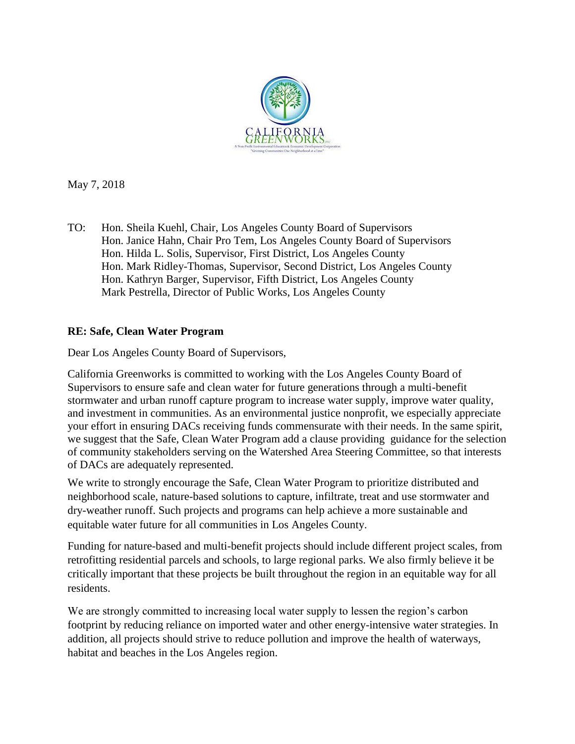CALIFORNIA GREENWORKS INC

A Non-Profit Environmental Education & Economic Development Corporation

"Growing Communities One Neighborhood at a Time"

May 7, 2018

TO: Hon. Sheila Kuehl, Chair, Los Angeles County Board of Supervisors
Hon. Janice Hahn, Chair Pro Tem, Los Angeles County Board of Supervisors
Hon. Hilda L. Solis, Supervisor, First District, Los Angeles County
Hon. Mark Ridley-Thomas, Supervisor, Second District, Los Angeles County
Hon. Kathryn Barger, Supervisor, Fifth District, Los Angeles County
Mark Pestrella, Director of Public Works, Los Angeles County

**RE: Safe, Clean Water Program**

Dear Los Angeles County Board of Supervisors,

California Greenworks is committed to working with the Los Angeles County Board of Supervisors to ensure safe and clean water for future generations through a multi-benefit stormwater and urban runoff capture program to increase water supply, improve water quality, and investment in communities. As an environmental justice nonprofit, we especially appreciate your effort in ensuring DACs receiving funds commensurate with their needs. In the same spirit, we suggest that the Safe, Clean Water Program add a clause providing guidance for the selection of community stakeholders serving on the Watershed Area Steering Committee, so that interests of DACs are adequately represented.

We write to strongly encourage the Safe, Clean Water Program to prioritize distributed and neighborhood scale, nature-based solutions to capture, infiltrate, treat and use stormwater and dry-weather runoff. Such projects and programs can help achieve a more sustainable and equitable water future for all communities in Los Angeles County.

Funding for nature-based and multi-benefit projects should include different project scales, from retrofitting residential parcels and schools, to large regional parks. We also firmly believe it be critically important that these projects be built throughout the region in an equitable way for all residents.

We are strongly committed to increasing local water supply to lessen the region's carbon footprint by reducing reliance on imported water and other energy-intensive water strategies. In addition, all projects should strive to reduce pollution and improve the health of waterways, habitat and beaches in the Los Angeles region.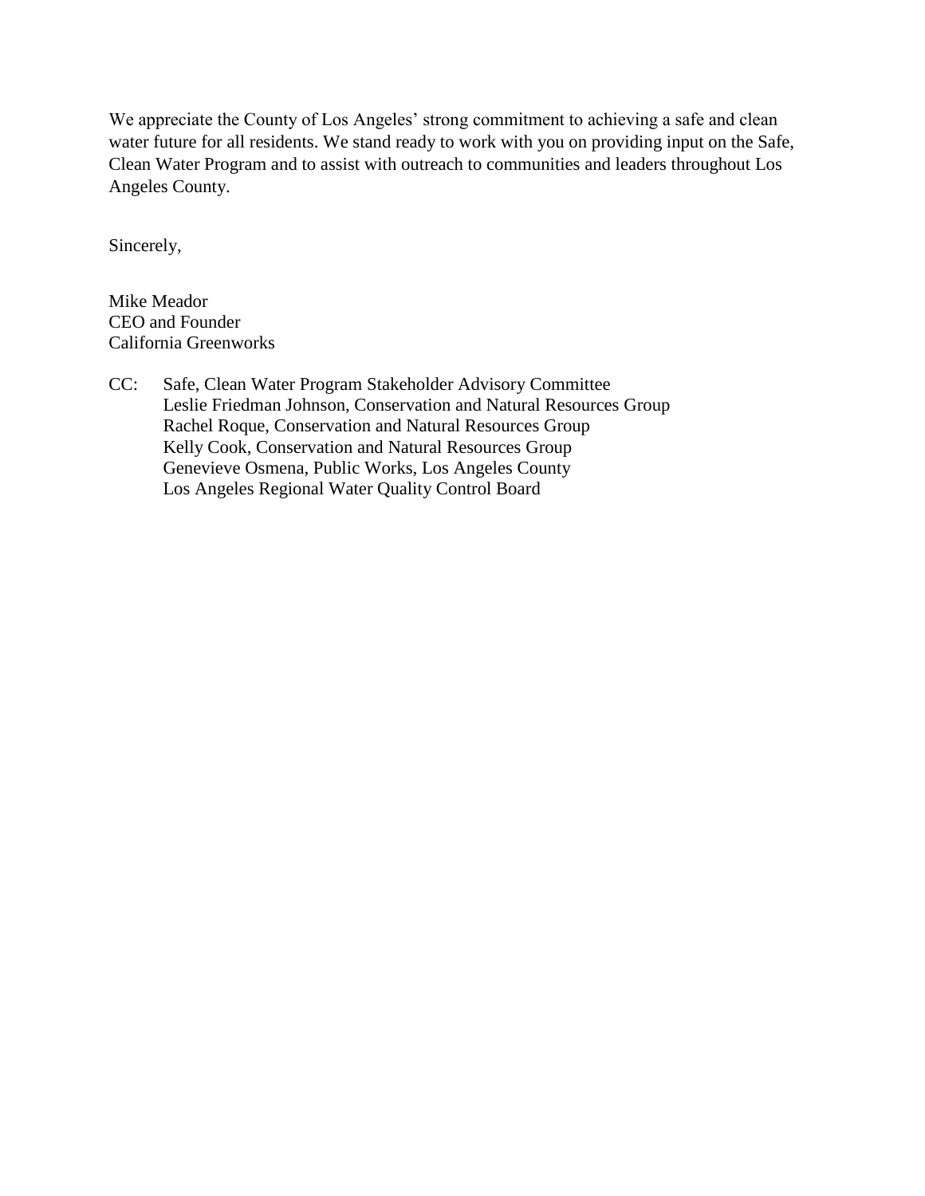We appreciate the County of Los Angeles' strong commitment to achieving a safe and clean water future for all residents. We stand ready to work with you on providing input on the Safe, Clean Water Program and to assist with outreach to communities and leaders throughout Los Angeles County.

Sincerely,

Mike Meador
CEO and Founder
California Greenworks

CC: Safe, Clean Water Program Stakeholder Advisory Committee
Leslie Friedman Johnson, Conservation and Natural Resources Group
Rachel Roque, Conservation and Natural Resources Group
Kelly Cook, Conservation and Natural Resources Group
Genevieve Osmena, Public Works, Los Angeles County
Los Angeles Regional Water Quality Control Board